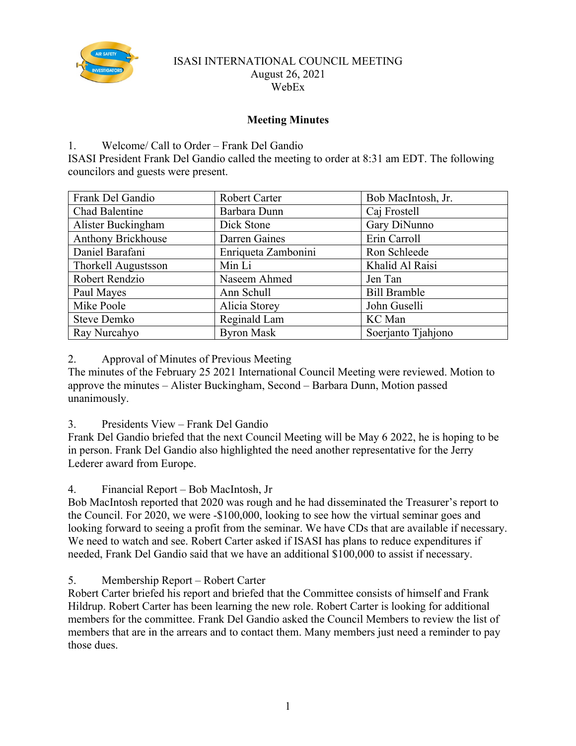# ISASI INTERNATIONAL COUNCIL MEETING

August 26, 2021

WebEx

## Meeting Minutes

1. Welcome/ Call to Order – Frank Del Gandio

ISASI President Frank Del Gandio called the meeting to order at 8:31 am EDT. The following councilors and guests were present.

| | | |
|---|---|---|
| Frank Del Gandio | Robert Carter | Bob MacIntosh, Jr. |
| Chad Balentine | Barbara Dunn | Caj Frostell |
| Alister Buckingham | Dick Stone | Gary DiNunno |
| Anthony Brickhouse | Darren Gaines | Erin Carroll |
| Daniel Barafani | Enriqueta Zambonini | Ron Schleede |
| Thorkell Augustsson | Min Li | Khalid Al Raisi |
| Robert Rendzio | Naseem Ahmed | Jen Tan |
| Paul Mayes | Ann Schull | Bill Bramble |
| Mike Poole | Alicia Storey | John Guselli |
| Steve Demko | Reginald Lam | KC Man |
| Ray Nurcahyo | Byron Mask | Soerjanto Tjahjono |

2. Approval of Minutes of Previous Meeting

The minutes of the February 25 2021 International Council Meeting were reviewed. Motion to approve the minutes – Alister Buckingham, Second – Barbara Dunn, Motion passed unanimously.

3. Presidents View – Frank Del Gandio

Frank Del Gandio briefed that the next Council Meeting will be May 6 2022, he is hoping to be in person. Frank Del Gandio also highlighted the need another representative for the Jerry Lederer award from Europe.

4. Financial Report – Bob MacIntosh, Jr

Bob MacIntosh reported that 2020 was rough and he had disseminated the Treasurer's report to the Council. For 2020, we were -$100,000, looking to see how the virtual seminar goes and looking forward to seeing a profit from the seminar. We have CDs that are available if necessary. We need to watch and see. Robert Carter asked if ISASI has plans to reduce expenditures if needed, Frank Del Gandio said that we have an additional $100,000 to assist if necessary.

5. Membership Report – Robert Carter

Robert Carter briefed his report and briefed that the Committee consists of himself and Frank Hildrup. Robert Carter has been learning the new role. Robert Carter is looking for additional members for the committee. Frank Del Gandio asked the Council Members to review the list of members that are in the arrears and to contact them. Many members just need a reminder to pay those dues.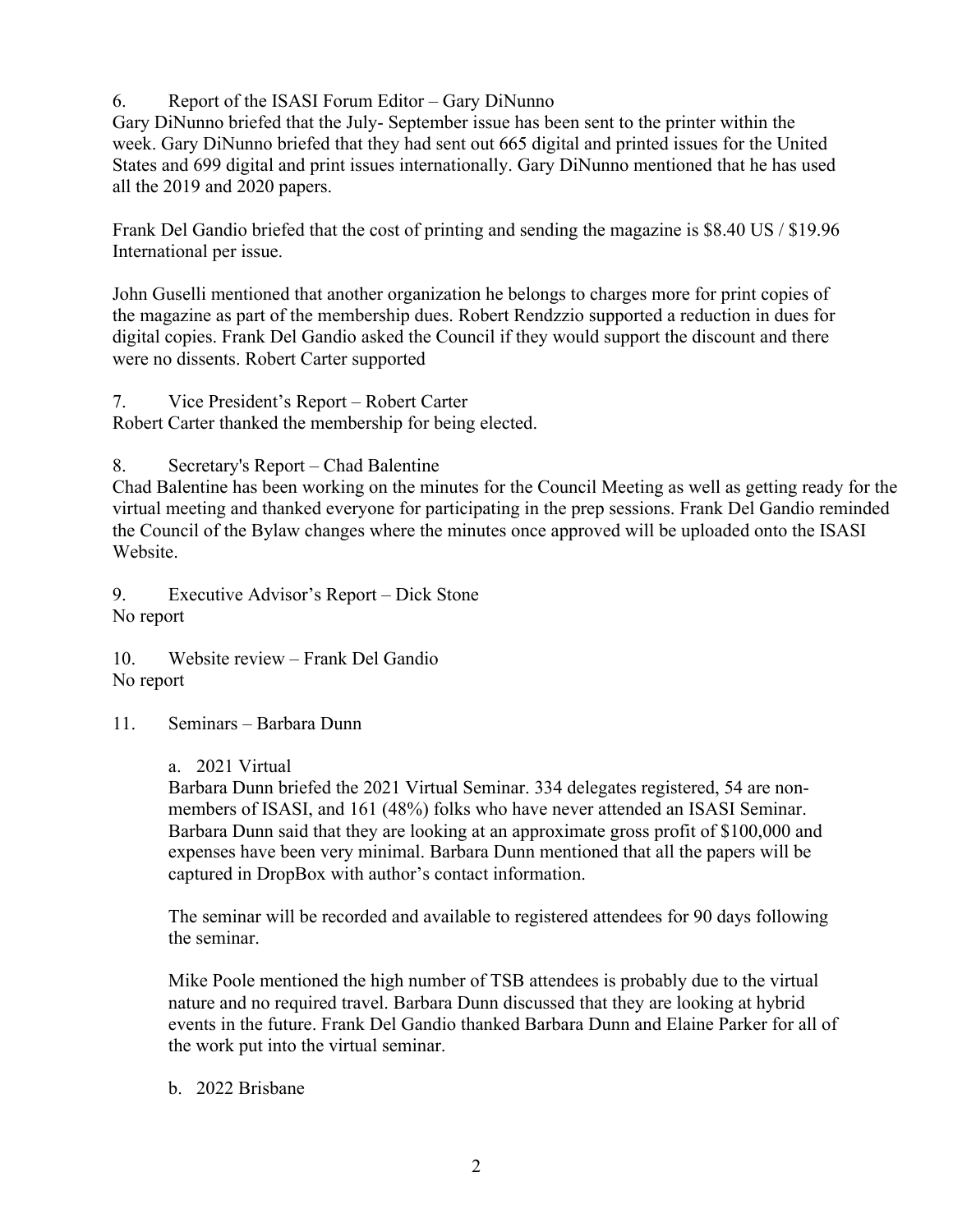6. Report of the ISASI Forum Editor – Gary DiNunno

Gary DiNunno briefed that the July- September issue has been sent to the printer within the week. Gary DiNunno briefed that they had sent out 665 digital and printed issues for the United States and 699 digital and print issues internationally. Gary DiNunno mentioned that he has used all the 2019 and 2020 papers.

Frank Del Gandio briefed that the cost of printing and sending the magazine is $8.40 US / $19.96 International per issue.

John Guselli mentioned that another organization he belongs to charges more for print copies of the magazine as part of the membership dues. Robert Rendzzio supported a reduction in dues for digital copies. Frank Del Gandio asked the Council if they would support the discount and there were no dissents. Robert Carter supported

7. Vice President's Report – Robert Carter

Robert Carter thanked the membership for being elected.

8. Secretary's Report – Chad Balentine

Chad Balentine has been working on the minutes for the Council Meeting as well as getting ready for the virtual meeting and thanked everyone for participating in the prep sessions. Frank Del Gandio reminded the Council of the Bylaw changes where the minutes once approved will be uploaded onto the ISASI Website.

9. Executive Advisor's Report – Dick Stone

No report

10. Website review – Frank Del Gandio

No report

11. Seminars – Barbara Dunn

a. 2021 Virtual

Barbara Dunn briefed the 2021 Virtual Seminar. 334 delegates registered, 54 are non-members of ISASI, and 161 (48%) folks who have never attended an ISASI Seminar. Barbara Dunn said that they are looking at an approximate gross profit of $100,000 and expenses have been very minimal. Barbara Dunn mentioned that all the papers will be captured in DropBox with author's contact information.

The seminar will be recorded and available to registered attendees for 90 days following the seminar.

Mike Poole mentioned the high number of TSB attendees is probably due to the virtual nature and no required travel. Barbara Dunn discussed that they are looking at hybrid events in the future. Frank Del Gandio thanked Barbara Dunn and Elaine Parker for all of the work put into the virtual seminar.

b. 2022 Brisbane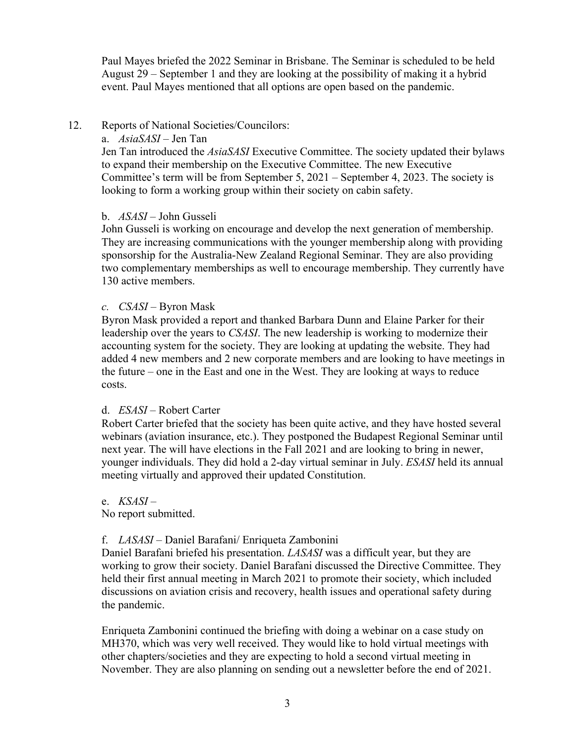Paul Mayes briefed the 2022 Seminar in Brisbane. The Seminar is scheduled to be held August 29 – September 1 and they are looking at the possibility of making it a hybrid event. Paul Mayes mentioned that all options are open based on the pandemic.

12. Reports of National Societies/Councilors:

a. *AsiaSASI* – Jen Tan

Jen Tan introduced the *AsiaSASI* Executive Committee. The society updated their bylaws to expand their membership on the Executive Committee. The new Executive Committee's term will be from September 5, 2021 – September 4, 2023. The society is looking to form a working group within their society on cabin safety.

b. *ASASI* – John Gusseli

John Gusseli is working on encourage and develop the next generation of membership. They are increasing communications with the younger membership along with providing sponsorship for the Australia-New Zealand Regional Seminar. They are also providing two complementary memberships as well to encourage membership. They currently have 130 active members.

*c. CSASI* – Byron Mask

Byron Mask provided a report and thanked Barbara Dunn and Elaine Parker for their leadership over the years to *CSASI*. The new leadership is working to modernize their accounting system for the society. They are looking at updating the website. They had added 4 new members and 2 new corporate members and are looking to have meetings in the future – one in the East and one in the West. They are looking at ways to reduce costs.

d. *ESASI* – Robert Carter

Robert Carter briefed that the society has been quite active, and they have hosted several webinars (aviation insurance, etc.). They postponed the Budapest Regional Seminar until next year. The will have elections in the Fall 2021 and are looking to bring in newer, younger individuals. They did hold a 2-day virtual seminar in July. *ESASI* held its annual meeting virtually and approved their updated Constitution.

e. *KSASI* –

No report submitted.

f. *LASASI* – Daniel Barafani/ Enriqueta Zambonini

Daniel Barafani briefed his presentation. *LASASI* was a difficult year, but they are working to grow their society. Daniel Barafani discussed the Directive Committee. They held their first annual meeting in March 2021 to promote their society, which included discussions on aviation crisis and recovery, health issues and operational safety during the pandemic.

Enriqueta Zambonini continued the briefing with doing a webinar on a case study on MH370, which was very well received. They would like to hold virtual meetings with other chapters/societies and they are expecting to hold a second virtual meeting in November. They are also planning on sending out a newsletter before the end of 2021.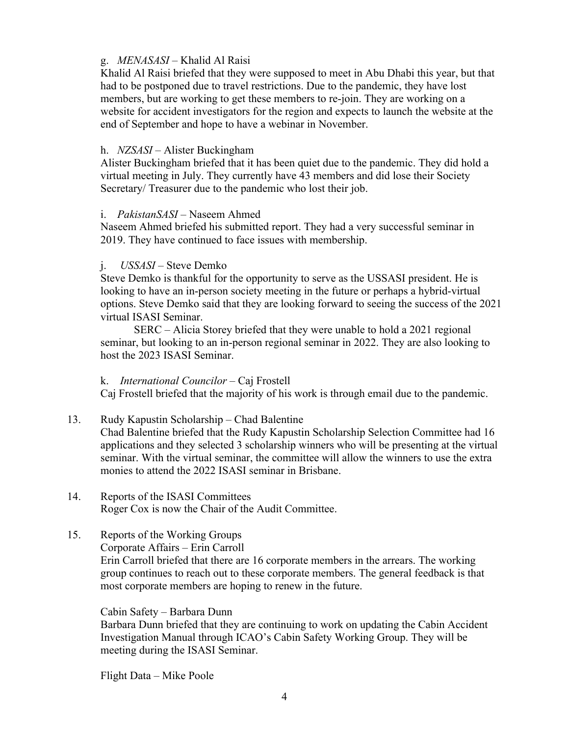g. *MENASASI* – Khalid Al Raisi

Khalid Al Raisi briefed that they were supposed to meet in Abu Dhabi this year, but that had to be postponed due to travel restrictions. Due to the pandemic, they have lost members, but are working to get these members to re-join. They are working on a website for accident investigators for the region and expects to launch the website at the end of September and hope to have a webinar in November.

h. *NZSASI* – Alister Buckingham

Alister Buckingham briefed that it has been quiet due to the pandemic. They did hold a virtual meeting in July. They currently have 43 members and did lose their Society Secretary/ Treasurer due to the pandemic who lost their job.

i. *PakistanSASI* – Naseem Ahmed

Naseem Ahmed briefed his submitted report. They had a very successful seminar in 2019. They have continued to face issues with membership.

j. *USSASI* – Steve Demko

Steve Demko is thankful for the opportunity to serve as the USSASI president. He is looking to have an in-person society meeting in the future or perhaps a hybrid-virtual options. Steve Demko said that they are looking forward to seeing the success of the 2021 virtual ISASI Seminar.

SERC – Alicia Storey briefed that they were unable to hold a 2021 regional seminar, but looking to an in-person regional seminar in 2022. They are also looking to host the 2023 ISASI Seminar.

k. *International Councilor* – Caj Frostell

Caj Frostell briefed that the majority of his work is through email due to the pandemic.

13. Rudy Kapustin Scholarship – Chad Balentine

Chad Balentine briefed that the Rudy Kapustin Scholarship Selection Committee had 16 applications and they selected 3 scholarship winners who will be presenting at the virtual seminar. With the virtual seminar, the committee will allow the winners to use the extra monies to attend the 2022 ISASI seminar in Brisbane.

14. Reports of the ISASI Committees

Roger Cox is now the Chair of the Audit Committee.

15. Reports of the Working Groups

Corporate Affairs – Erin Carroll

Erin Carroll briefed that there are 16 corporate members in the arrears. The working group continues to reach out to these corporate members. The general feedback is that most corporate members are hoping to renew in the future.

Cabin Safety – Barbara Dunn

Barbara Dunn briefed that they are continuing to work on updating the Cabin Accident Investigation Manual through ICAO's Cabin Safety Working Group. They will be meeting during the ISASI Seminar.

Flight Data – Mike Poole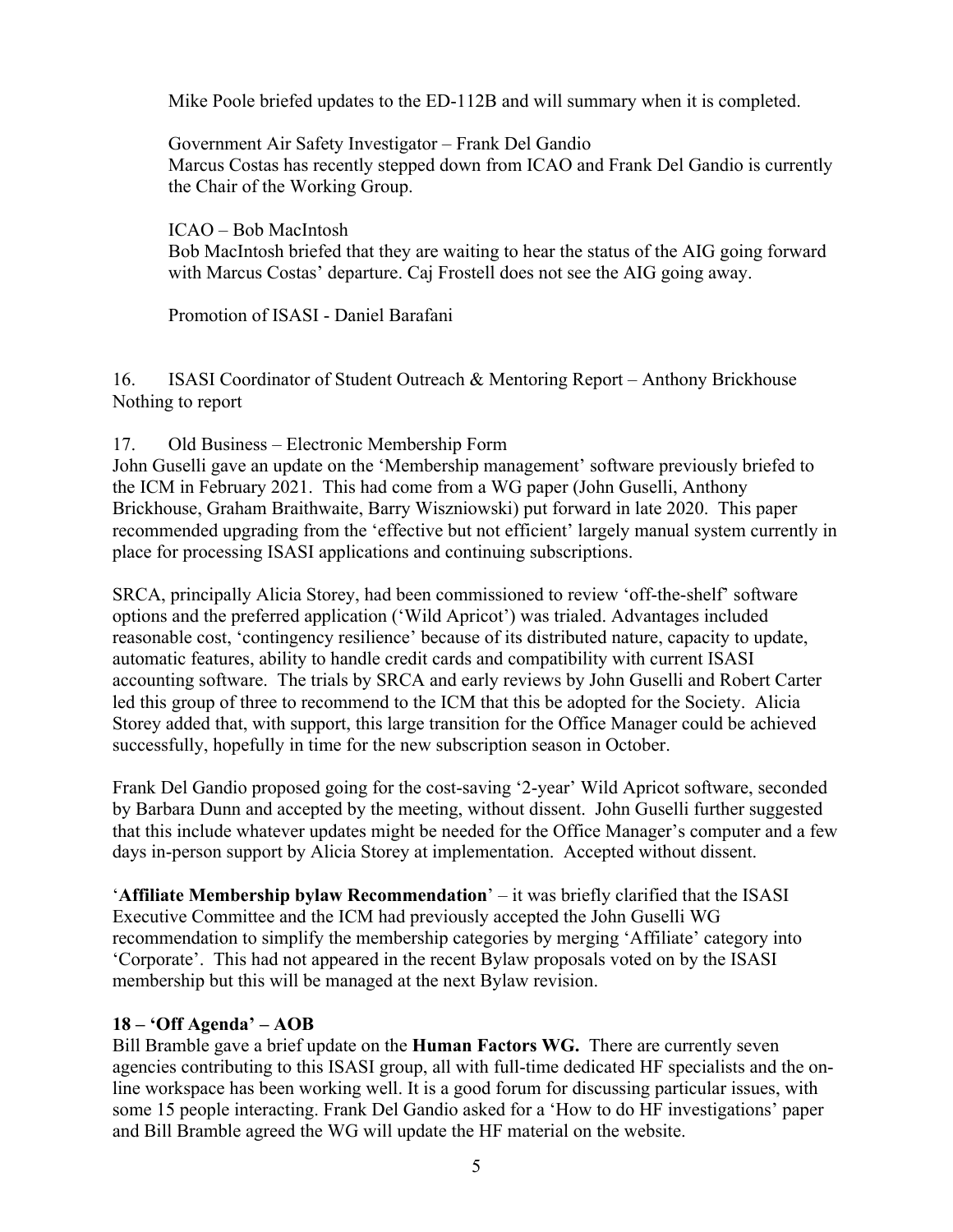Mike Poole briefed updates to the ED-112B and will summary when it is completed.

Government Air Safety Investigator – Frank Del Gandio
Marcus Costas has recently stepped down from ICAO and Frank Del Gandio is currently the Chair of the Working Group.

ICAO – Bob MacIntosh
Bob MacIntosh briefed that they are waiting to hear the status of the AIG going forward with Marcus Costas' departure. Caj Frostell does not see the AIG going away.

Promotion of ISASI - Daniel Barafani

16. ISASI Coordinator of Student Outreach & Mentoring Report – Anthony Brickhouse
Nothing to report

17. Old Business – Electronic Membership Form
John Guselli gave an update on the 'Membership management' software previously briefed to the ICM in February 2021. This had come from a WG paper (John Guselli, Anthony Brickhouse, Graham Braithwaite, Barry Wiszniowski) put forward in late 2020. This paper recommended upgrading from the 'effective but not efficient' largely manual system currently in place for processing ISASI applications and continuing subscriptions.

SRCA, principally Alicia Storey, had been commissioned to review 'off-the-shelf' software options and the preferred application ('Wild Apricot') was trialed. Advantages included reasonable cost, 'contingency resilience' because of its distributed nature, capacity to update, automatic features, ability to handle credit cards and compatibility with current ISASI accounting software. The trials by SRCA and early reviews by John Guselli and Robert Carter led this group of three to recommend to the ICM that this be adopted for the Society. Alicia Storey added that, with support, this large transition for the Office Manager could be achieved successfully, hopefully in time for the new subscription season in October.

Frank Del Gandio proposed going for the cost-saving '2-year' Wild Apricot software, seconded by Barbara Dunn and accepted by the meeting, without dissent. John Guselli further suggested that this include whatever updates might be needed for the Office Manager's computer and a few days in-person support by Alicia Storey at implementation. Accepted without dissent.

'**Affiliate Membership bylaw Recommendation**' – it was briefly clarified that the ISASI Executive Committee and the ICM had previously accepted the John Guselli WG recommendation to simplify the membership categories by merging 'Affiliate' category into 'Corporate'. This had not appeared in the recent Bylaw proposals voted on by the ISASI membership but this will be managed at the next Bylaw revision.

**18 – 'Off Agenda' – AOB**

Bill Bramble gave a brief update on the **Human Factors WG.** There are currently seven agencies contributing to this ISASI group, all with full-time dedicated HF specialists and the on-line workspace has been working well. It is a good forum for discussing particular issues, with some 15 people interacting. Frank Del Gandio asked for a 'How to do HF investigations' paper and Bill Bramble agreed the WG will update the HF material on the website.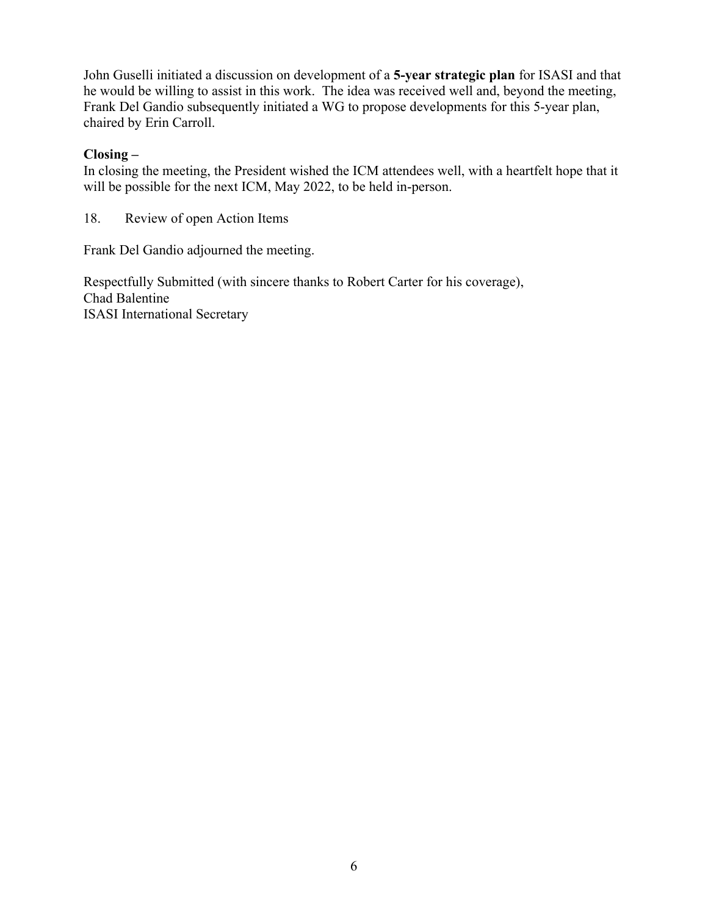John Guselli initiated a discussion on development of a **5-year strategic plan** for ISASI and that he would be willing to assist in this work. The idea was received well and, beyond the meeting, Frank Del Gandio subsequently initiated a WG to propose developments for this 5-year plan, chaired by Erin Carroll.

**Closing –**

In closing the meeting, the President wished the ICM attendees well, with a heartfelt hope that it will be possible for the next ICM, May 2022, to be held in-person.

18. Review of open Action Items

Frank Del Gandio adjourned the meeting.

Respectfully Submitted (with sincere thanks to Robert Carter for his coverage),
Chad Balentine
ISASI International Secretary